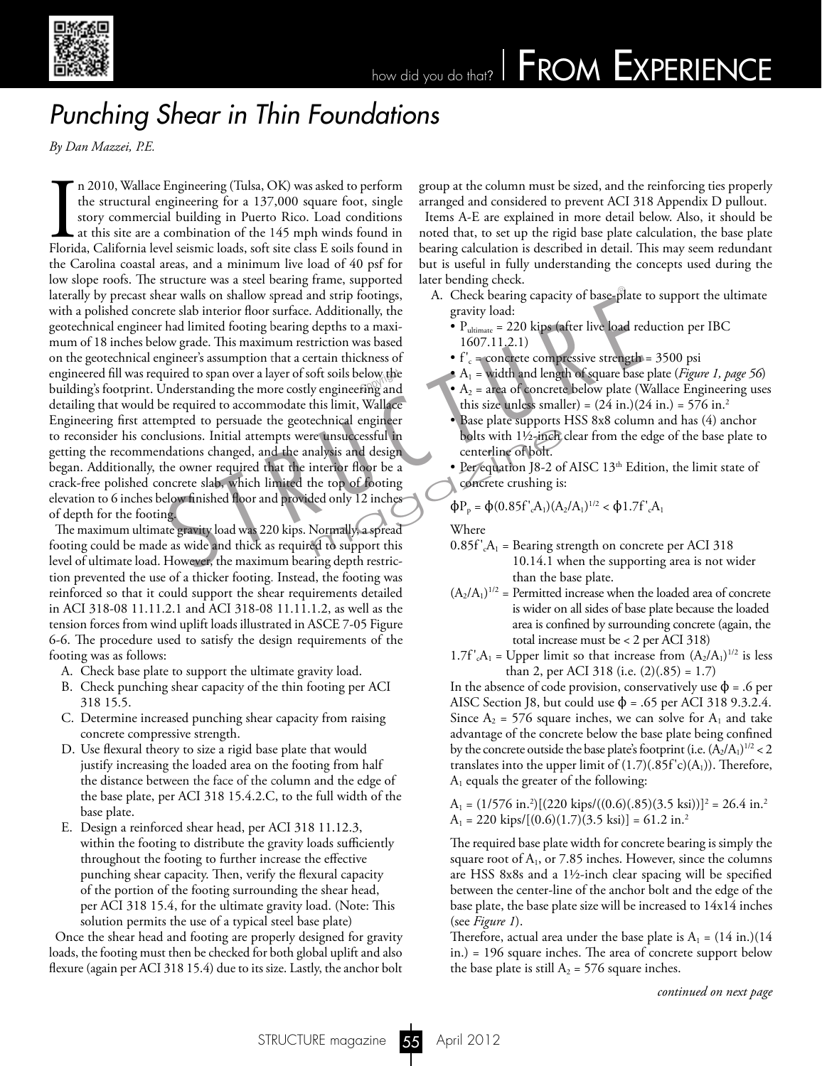# Punching Shear in Thin Foundations

*By Dan Mazzei, P.E.*

In 2010, Wallace Engineering (Tulsa, OK) was asked to perform the structural engineering for a 137,000 square foot, single story commercial building in Puerto Rico. Load conditions at this site are a combination of the 145 mph winds found in Florida, California level seismic loads, soft site class E soils found in the Carolina coastal areas, and a minimum live load of 40 psf for low slope roofs. The structure was a steel bearing frame, supported laterally by precast shear walls on shallow spread and strip footings, with a polished concrete slab interior floor surface. Additionally, the geotechnical engineer had limited footing bearing depths to a maximum of 18 inches below grade. This maximum restriction was based on the geotechnical engineer's assumption that a certain thickness of engineered fill was required to span over a layer of soft soils below the building's footprint. Understanding the more costly engineering and detailing that would be required to accommodate this limit, Wallace Engineering first attempted to persuade the geotechnical engineer to reconsider his conclusions. Initial attempts were unsuccessful in getting the recommendations changed, and the analysis and design began. Additionally, the owner required that the interior floor be a crack-free polished concrete slab, which limited the top of footing elevation to 6 inches below finished floor and provided only 12 inches of depth for the footing.

The maximum ultimate gravity load was 220 kips. Normally, a spread footing could be made as wide and thick as required to support this level of ultimate load. However, the maximum bearing depth restriction prevented the use of a thicker footing. Instead, the footing was reinforced so that it could support the shear requirements detailed in ACI 318-08 11.11.2.1 and ACI 318-08 11.11.1.2, as well as the tension forces from wind uplift loads illustrated in ASCE 7-05 Figure 6-6. The procedure used to satisfy the design requirements of the footing was as follows:

A. Check base plate to support the ultimate gravity load.
B. Check punching shear capacity of the thin footing per ACI 318 15.5.
C. Determine increased punching shear capacity from raising concrete compressive strength.
D. Use flexural theory to size a rigid base plate that would justify increasing the loaded area on the footing from half the distance between the face of the column and the edge of the base plate, per ACI 318 15.4.2.C, to the full width of the base plate.
E. Design a reinforced shear head, per ACI 318 11.12.3, within the footing to distribute the gravity loads sufficiently throughout the footing to further increase the effective punching shear capacity. Then, verify the flexural capacity of the portion of the footing surrounding the shear head, per ACI 318 15.4, for the ultimate gravity load. (Note: This solution permits the use of a typical steel base plate)

Once the shear head and footing are properly designed for gravity loads, the footing must then be checked for both global uplift and also flexure (again per ACI 318 15.4) due to its size. Lastly, the anchor bolt group at the column must be sized, and the reinforcing ties properly arranged and considered to prevent ACI 318 Appendix D pullout.

Items A-E are explained in more detail below. Also, it should be noted that, to set up the rigid base plate calculation, the base plate bearing calculation is described in detail. This may seem redundant but is useful in fully understanding the concepts used during the later bending check.

A. Check bearing capacity of base-plate to support the ultimate gravity load:
   - $P_{ultimate}$ = 220 kips (after live load reduction per IBC 1607.11.2.1)
   - $f'_c$ = concrete compressive strength = 3500 psi
   - $A_1$ = width and length of square base plate (*Figure 1, page 56*)
   - $A_2$ = area of concrete below plate (Wallace Engineering uses this size unless smaller) = (24 in.)(24 in.) = 576 in.[2]
   - Base plate supports HSS 8x8 column and has (4) anchor bolts with 1½-inch clear from the edge of the base plate to centerline of bolt.
   - Per equation J8-2 of AISC 13[th] Edition, the limit state of concrete crushing is:

$$\phi P_p = \phi(0.85f'_cA_1)(A_2/A_1)^{1/2} < \phi 1.7f'_cA_1$$

Where

$0.85f'_cA_1$ = Bearing strength on concrete per ACI 318 10.14.1 when the supporting area is not wider than the base plate.

$(A_2/A_1)^{1/2}$ = Permitted increase when the loaded area of concrete is wider on all sides of base plate because the loaded area is confined by surrounding concrete (again, the total increase must be < 2 per ACI 318)

$1.7f'_cA_1$ = Upper limit so that increase from $(A_2/A_1)^{1/2}$ is less than 2, per ACI 318 (i.e. (2)(.85) = 1.7)

In the absence of code provision, conservatively use $\phi$ = .6 per AISC Section J8, but could use $\phi$ = .65 per ACI 318 9.3.2.4. Since $A_2$ = 576 square inches, we can solve for $A_1$ and take advantage of the concrete below the base plate being confined by the concrete outside the base plate's footprint (i.e. $(A_2/A_1)^{1/2} < 2$ translates into the upper limit of $(1.7)(.85f'c)(A_1)$). Therefore, $A_1$ equals the greater of the following:

$$A_1 = (1/576 \text{ in.}^2)[(220 \text{ kips}/((0.6)(.85)(3.5 \text{ ksi}))]^2 = 26.4 \text{ in.}^2$$
$$A_1 = 220 \text{ kips}/[(0.6)(1.7)(3.5 \text{ ksi})] = 61.2 \text{ in.}^2$$

The required base plate width for concrete bearing is simply the square root of $A_1$, or 7.85 inches. However, since the columns are HSS 8x8s and a 1½-inch clear spacing will be specified between the center-line of the anchor bolt and the edge of the base plate, the base plate size will be increased to 14x14 inches (see *Figure 1*).

Therefore, actual area under the base plate is $A_1$ = (14 in.)(14 in.) = 196 square inches. The area of concrete support below the base plate is still $A_2$ = 576 square inches.

*continued on next page*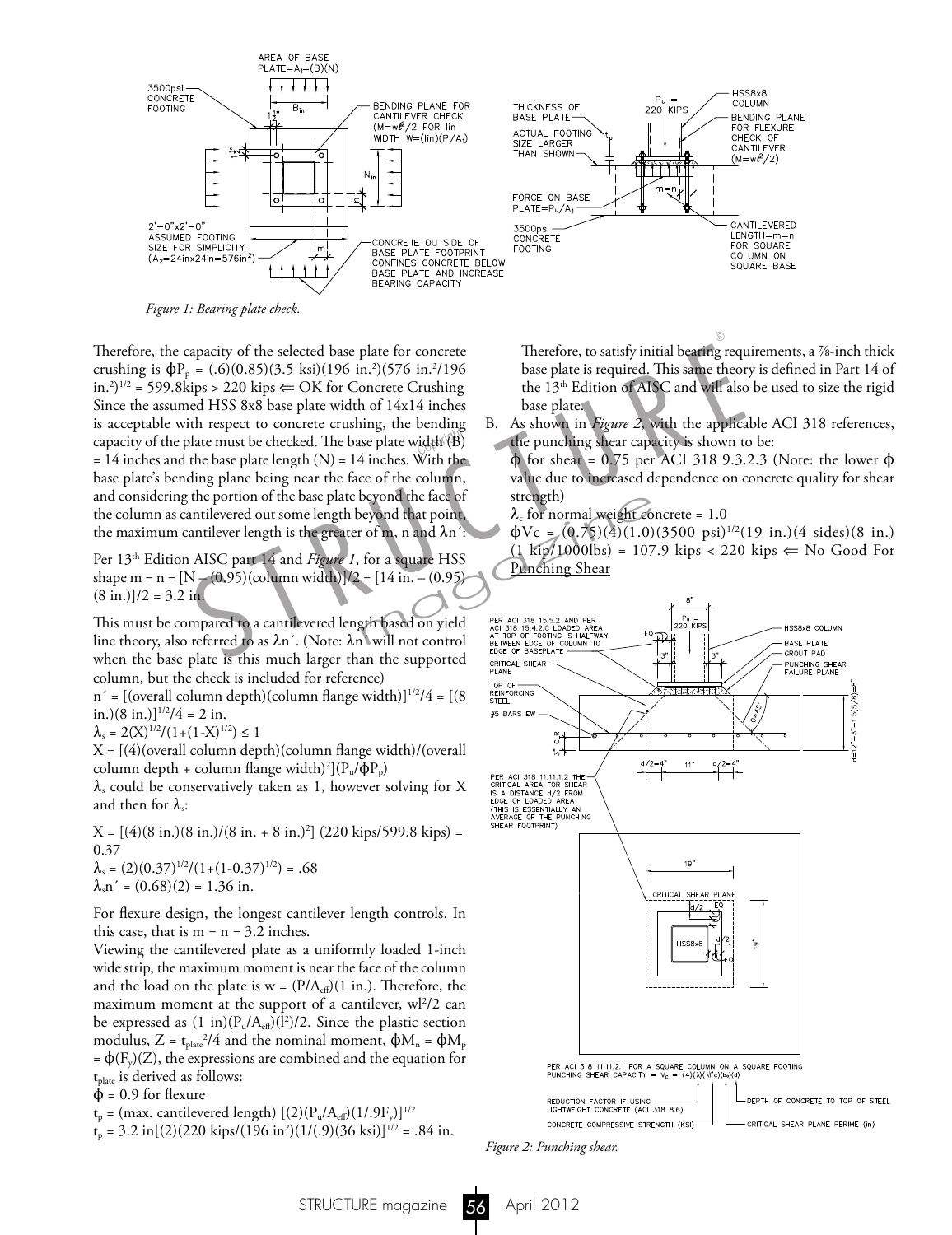*Figure 1: Bearing plate check.*

Therefore, the capacity of the selected base plate for concrete crushing is $\phi P_p = (.6)(0.85)(3.5 \text{ ksi})(196 \text{ in.}^2)(576 \text{ in.}^2/196 \text{ in.}^2)^{1/2} = 599.8\text{kips} > 220 \text{ kips} \Leftarrow$ <u>OK for Concrete Crushing</u>

Since the assumed HSS 8x8 base plate width of 14x14 inches is acceptable with respect to concrete crushing, the bending capacity of the plate must be checked. The base plate width (B) = 14 inches and the base plate length (N) = 14 inches. With the base plate's bending plane being near the face of the column, and considering the portion of the base plate beyond the face of the column as cantilevered out some length beyond that point, the maximum cantilever length is the greater of m, n and $\lambda n'$:

Per 13[th] Edition AISC part 14 and *Figure 1*, for a square HSS shape m = n = [N – (0.95)(column width)]/2 = [14 in. – (0.95)(8 in.)]/2 = 3.2 in.

This must be compared to a cantilevered length based on yield line theory, also referred to as $\lambda n'$. (Note: $\lambda n'$ will not control when the base plate is this much larger than the supported column, but the check is included for reference)

$n'$ = [(overall column depth)(column flange width)]$^{1/2}$/4 = [(8 in.)(8 in.)]$^{1/2}$/4 = 2 in.

$\lambda_s = 2(X)^{1/2}/(1+(1-X)^{1/2}) \leq 1$

X = [(4)(overall column depth)(column flange width)/(overall column depth + column flange width)$^2$]$(P_u/\phi P_p)$

$\lambda_s$ could be conservatively taken as 1, however solving for X and then for $\lambda_s$:

$X = [(4)(8 \text{ in.})(8 \text{ in.})/(8 \text{ in.} + 8 \text{ in.})^2]\,(220 \text{ kips}/599.8 \text{ kips}) = 0.37$

$\lambda_s = (2)(0.37)^{1/2}/(1+(1-0.37)^{1/2}) = .68$

$\lambda_s n' = (0.68)(2) = 1.36$ in.

For flexure design, the longest cantilever length controls. In this case, that is m = n = 3.2 inches.

Viewing the cantilevered plate as a uniformly loaded 1-inch wide strip, the maximum moment is near the face of the column and the load on the plate is $w = (P/A_{eff})(1 \text{ in.})$. Therefore, the maximum moment at the support of a cantilever, $wl^2/2$ can be expressed as $(1 \text{ in})(P_u/A_{eff})(l^2)/2$. Since the plastic section modulus, $Z = t_{plate}^2/4$ and the nominal moment, $\phi M_n = \phi M_p = \phi(F_y)(Z)$, the expressions are combined and the equation for $t_{plate}$ is derived as follows:

$\phi$ = 0.9 for flexure

$t_p$ = (max. cantilevered length) $[(2)(P_u/A_{eff})(1/.9F_y)]^{1/2}$

$t_p = 3.2 \text{ in}[(2)(220 \text{ kips}/(196 \text{ in}^2)(1/(.9)(36 \text{ ksi})]^{1/2} = .84$ in.

Therefore, to satisfy initial bearing requirements, a ⅞-inch thick base plate is required. This same theory is defined in Part 14 of the 13[th] Edition of AISC and will also be used to size the rigid base plate.

B. As shown in *Figure 2*, with the applicable ACI 318 references, the punching shear capacity is shown to be:

$\phi$ for shear = 0.75 per ACI 318 9.3.2.3 (Note: the lower $\phi$ value due to increased dependence on concrete quality for shear strength)

$\lambda_c$ for normal weight concrete = 1.0

$\phi Vc = (0.75)(4)(1.0)(3500 \text{ psi})^{1/2}(19 \text{ in.})(4 \text{ sides})(8 \text{ in.})(1 \text{ kip}/1000\text{lbs}) = 107.9 \text{ kips} < 220 \text{ kips} \Leftarrow$ <u>No Good For Punching Shear</u>

*Figure 2: Punching shear.*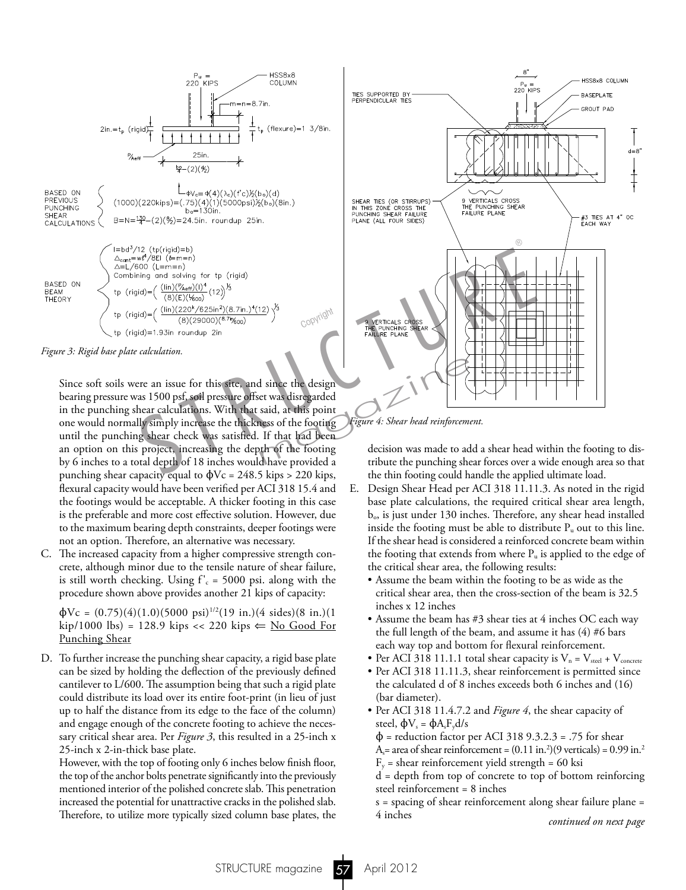Figure 3: Rigid base plate calculation.

Since soft soils were an issue for this site, and since the design bearing pressure was 1500 psf, soil pressure offset was disregarded in the punching shear calculations. With that said, at this point one would normally simply increase the thickness of the footing until the punching shear check was satisfied. If that had been an option on this project, increasing the depth of the footing by 6 inches to a total depth of 18 inches would have provided a punching shear capacity equal to $\phi Vc = 248.5$ kips > 220 kips, flexural capacity would have been verified per ACI 318 15.4 and the footings would be acceptable. A thicker footing in this case is the preferable and more cost effective solution. However, due to the maximum bearing depth constraints, deeper footings were not an option. Therefore, an alternative was necessary.

C. The increased capacity from a higher compressive strength concrete, although minor due to the tensile nature of shear failure, is still worth checking. Using $f'_c = 5000$ psi. along with the procedure shown above provides another 21 kips of capacity:

   $\phi Vc = (0.75)(4)(1.0)(5000 \text{ psi})^{1/2}(19 \text{ in.})(4 \text{ sides})(8 \text{ in.})(1 \text{ kip}/1000 \text{ lbs}) = 128.9 \text{ kips} << 220 \text{ kips}$ ⇐ No Good For Punching Shear

D. To further increase the punching shear capacity, a rigid base plate can be sized by holding the deflection of the previously defined cantilever to L/600. The assumption being that such a rigid plate could distribute its load over its entire foot-print (in lieu of just up to half the distance from its edge to the face of the column) and engage enough of the concrete footing to achieve the necessary critical shear area. Per *Figure 3*, this resulted in a 25-inch x 25-inch x 2-in-thick base plate.

   However, with the top of footing only 6 inches below finish floor, the top of the anchor bolts penetrate significantly into the previously mentioned interior of the polished concrete slab. This penetration increased the potential for unattractive cracks in the polished slab. Therefore, to utilize more typically sized column base plates, the decision was made to add a shear head within the footing to distribute the punching shear forces over a wide enough area so that the thin footing could handle the applied ultimate load.

Figure 4: Shear head reinforcement.

E. Design Shear Head per ACI 318 11.11.3. As noted in the rigid base plate calculations, the required critical shear area length, $b_o$, is just under 130 inches. Therefore, any shear head installed inside the footing must be able to distribute $P_u$ out to this line. If the shear head is considered a reinforced concrete beam within the footing that extends from where $P_u$ is applied to the edge of the critical shear area, the following results:
   - Assume the beam within the footing to be as wide as the critical shear area, then the cross-section of the beam is 32.5 inches x 12 inches
   - Assume the beam has #3 shear ties at 4 inches OC each way the full length of the beam, and assume it has (4) #6 bars each way top and bottom for flexural reinforcement.
   - Per ACI 318 11.1.1 total shear capacity is $V_n = V_{steel} + V_{concrete}$
   - Per ACI 318 11.11.3, shear reinforcement is permitted since the calculated d of 8 inches exceeds both 6 inches and (16) (bar diameter).
   - Per ACI 318 11.4.7.2 and *Figure 4*, the shear capacity of steel, $\phi V_s = \phi A_s F_y d/s$

     $\phi$ = reduction factor per ACI 318 9.3.2.3 = .75 for shear

     $A_s$= area of shear reinforcement = $(0.11 \text{ in.}^2)(9 \text{ verticals}) = 0.99 \text{ in.}^2$

     $F_y$ = shear reinforcement yield strength = 60 ksi

     d = depth from top of concrete to top of bottom reinforcing steel reinforcement = 8 inches

     s = spacing of shear reinforcement along shear failure plane = 4 inches

*continued on next page*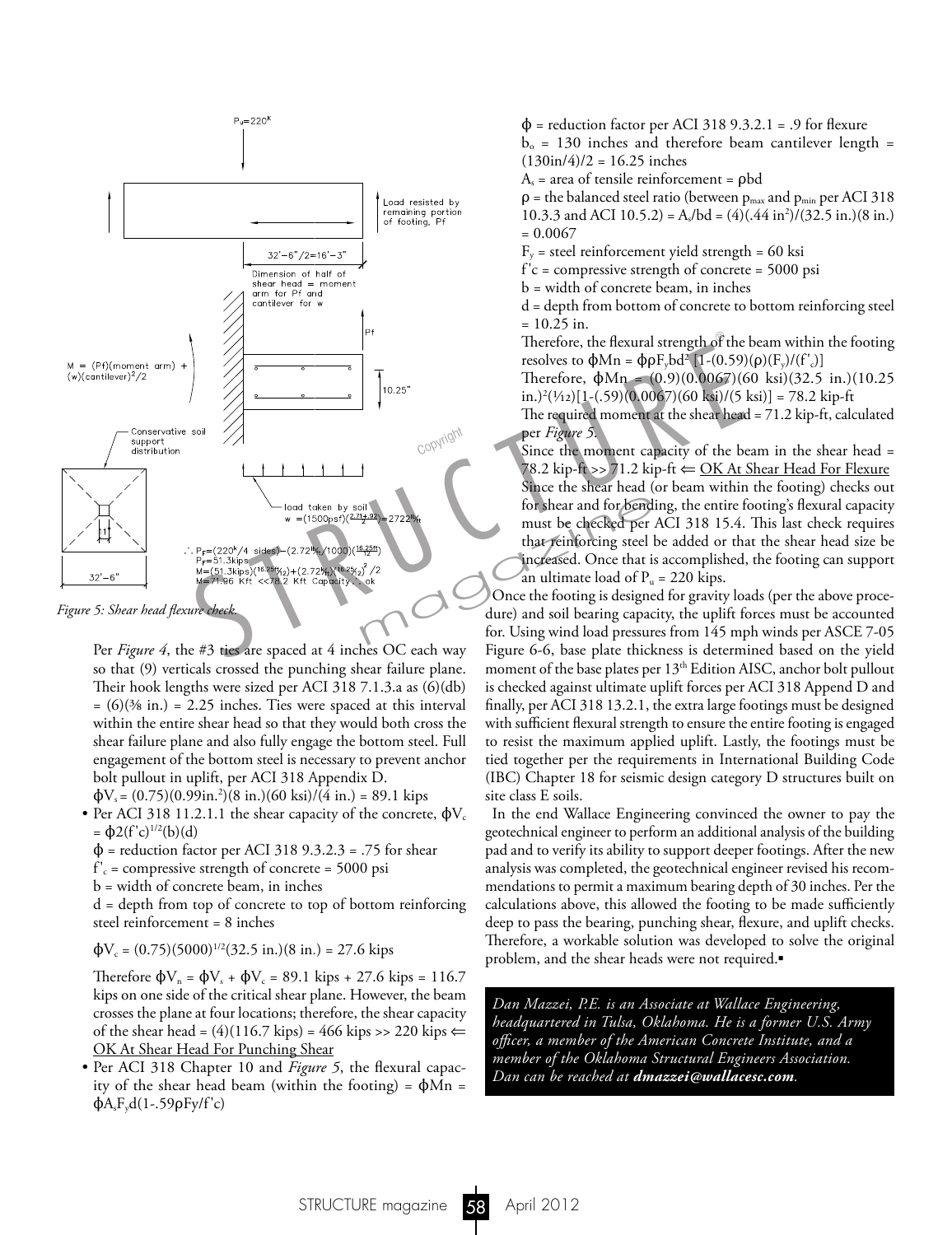$P_u=220^K$

Load resisted by remaining portion of footing, Pf

32'–6"/2=16'–3"

Dimension of half of shear head = moment arm for Pf and cantilever for w

Pf

$M = (Pf)(\text{moment arm}) + (w)(\text{cantilever})^2/2$

10.25"

Conservative soil support distribution

load taken by soil $w = (1500psf)(\frac{2.71+.92}{2})=2722^{lb}/_{ft}$

11"

32'–6"

$\therefore P_F=(220^k/4 \text{ sides})-(2.72^k/_{ft}/1000)(\frac{16.25ft}{12})$
$P_F=51.3kips$
$M=(51.3kips)(^{16.25ft}/_{12})+(2.72^k/_{ft})(^{16.25}/_{12})^2/2$
$M=71.96 \text{ Kft} << 78.2 \text{ Kft Capacity} \therefore ok$

*Figure 5: Shear head flexure check.*

Per *Figure 4*, the #3 ties are spaced at 4 inches OC each way so that (9) verticals crossed the punching shear failure plane. Their hook lengths were sized per ACI 318 7.1.3.a as $(6)(d_b) = (6)(3/8 \text{ in.}) = 2.25$ inches. Ties were spaced at this interval within the entire shear head so that they would both cross the shear failure plane and also fully engage the bottom steel. Full engagement of the bottom steel is necessary to prevent anchor bolt pullout in uplift, per ACI 318 Appendix D.

$\phi V_s = (0.75)(0.99\text{in.}^2)(8 \text{ in.})(60 \text{ ksi})/(4 \text{ in.}) = 89.1$ kips

- Per ACI 318 11.2.1.1 the shear capacity of the concrete, $\phi V_c = \phi 2(f'c)^{1/2}(b)(d)$

$\phi$ = reduction factor per ACI 318 9.3.2.3 = .75 for shear

$f'_c$ = compressive strength of concrete = 5000 psi

b = width of concrete beam, in inches

d = depth from top of concrete to top of bottom reinforcing steel reinforcement = 8 inches

$\phi V_c = (0.75)(5000)^{1/2}(32.5 \text{ in.})(8 \text{ in.}) = 27.6$ kips

Therefore $\phi V_n = \phi V_s + \phi V_c = 89.1 \text{ kips} + 27.6 \text{ kips} = 116.7$ kips on one side of the critical shear plane. However, the beam crosses the plane at four locations; therefore, the shear capacity of the shear head = (4)(116.7 kips) = 466 kips >> 220 kips ⇐ OK At Shear Head For Punching Shear

- Per ACI 318 Chapter 10 and *Figure 5*, the flexural capacity of the shear head beam (within the footing) = $\phi Mn = \phi A_s F_y d(1-.59\rho Fy/f'c)$

$\phi$ = reduction factor per ACI 318 9.3.2.1 = .9 for flexure

$b_o$ = 130 inches and therefore beam cantilever length = (130in/4)/2 = 16.25 inches

$A_s$ = area of tensile reinforcement = $\rho bd$

$\rho$ = the balanced steel ratio (between $p_{max}$ and $p_{min}$ per ACI 318 10.3.3 and ACI 10.5.2) = $A_s/bd = (4)(.44 \text{ in}^2)/(32.5 \text{ in.})(8 \text{ in.}) = 0.0067$

$F_y$ = steel reinforcement yield strength = 60 ksi

f'c = compressive strength of concrete = 5000 psi

b = width of concrete beam, in inches

d = depth from bottom of concrete to bottom reinforcing steel = 10.25 in.

Therefore, the flexural strength of the beam within the footing resolves to $\phi Mn = \phi \rho F_y bd^2 [1-(0.59)(\rho)(F_y)/(f'_c)]$

Therefore, $\phi Mn = (0.9)(0.0067)(60 \text{ ksi})(32.5 \text{ in.})(10.25 \text{ in.})^2(1/12)[1-(.59)(0.0067)(60 \text{ ksi})/(5 \text{ ksi})] = 78.2$ kip-ft

The required moment at the shear head = 71.2 kip-ft, calculated per *Figure 5*.

Since the moment capacity of the beam in the shear head = 78.2 kip-ft >> 71.2 kip-ft ⇐ OK At Shear Head For Flexure

Since the shear head (or beam within the footing) checks out for shear and for bending, the entire footing's flexural capacity must be checked per ACI 318 15.4. This last check requires that reinforcing steel be added or that the shear head size be increased. Once that is accomplished, the footing can support an ultimate load of $P_u$ = 220 kips.

Once the footing is designed for gravity loads (per the above procedure) and soil bearing capacity, the uplift forces must be accounted for. Using wind load pressures from 145 mph winds per ASCE 7-05 Figure 6-6, base plate thickness is determined based on the yield moment of the base plates per 13th Edition AISC, anchor bolt pullout is checked against ultimate uplift forces per ACI 318 Append D and finally, per ACI 318 13.2.1, the extra large footings must be designed with sufficient flexural strength to ensure the entire footing is engaged to resist the maximum applied uplift. Lastly, the footings must be tied together per the requirements in International Building Code (IBC) Chapter 18 for seismic design category D structures built on site class E soils.

In the end Wallace Engineering convinced the owner to pay the geotechnical engineer to perform an additional analysis of the building pad and to verify its ability to support deeper footings. After the new analysis was completed, the geotechnical engineer revised his recommendations to permit a maximum bearing depth of 30 inches. Per the calculations above, this allowed the footing to be made sufficiently deep to pass the bearing, punching shear, flexure, and uplift checks. Therefore, a workable solution was developed to solve the original problem, and the shear heads were not required.▪

*Dan Mazzei, P.E. is an Associate at Wallace Engineering, headquartered in Tulsa, Oklahoma. He is a former U.S. Army officer, a member of the American Concrete Institute, and a member of the Oklahoma Structural Engineers Association. Dan can be reached at **dmazzei@wallacesc.com**.*